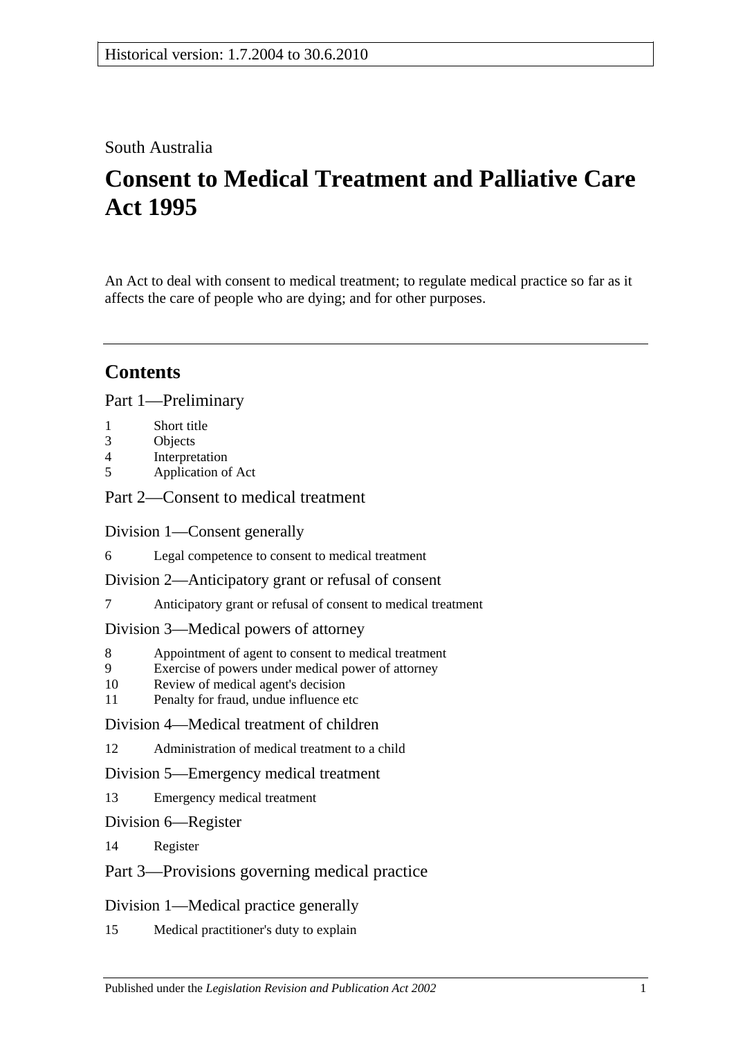Historical version: 1.7.2004 to 30.6.2010

South Australia

# Consent to Medical Treatment and Palliative Care Act 1995

An Act to deal with consent to medical treatment; to regulate medical practice so far as it affects the care of people who are dying; and for other purposes.

---

## Contents

Part 1—Preliminary

1 Short title
3 Objects
4 Interpretation
5 Application of Act

Part 2—Consent to medical treatment

Division 1—Consent generally

6 Legal competence to consent to medical treatment

Division 2—Anticipatory grant or refusal of consent

7 Anticipatory grant or refusal of consent to medical treatment

Division 3—Medical powers of attorney

8 Appointment of agent to consent to medical treatment
9 Exercise of powers under medical power of attorney
10 Review of medical agent's decision
11 Penalty for fraud, undue influence etc

Division 4—Medical treatment of children

12 Administration of medical treatment to a child

Division 5—Emergency medical treatment

13 Emergency medical treatment

Division 6—Register

14 Register

Part 3—Provisions governing medical practice

Division 1—Medical practice generally

15 Medical practitioner's duty to explain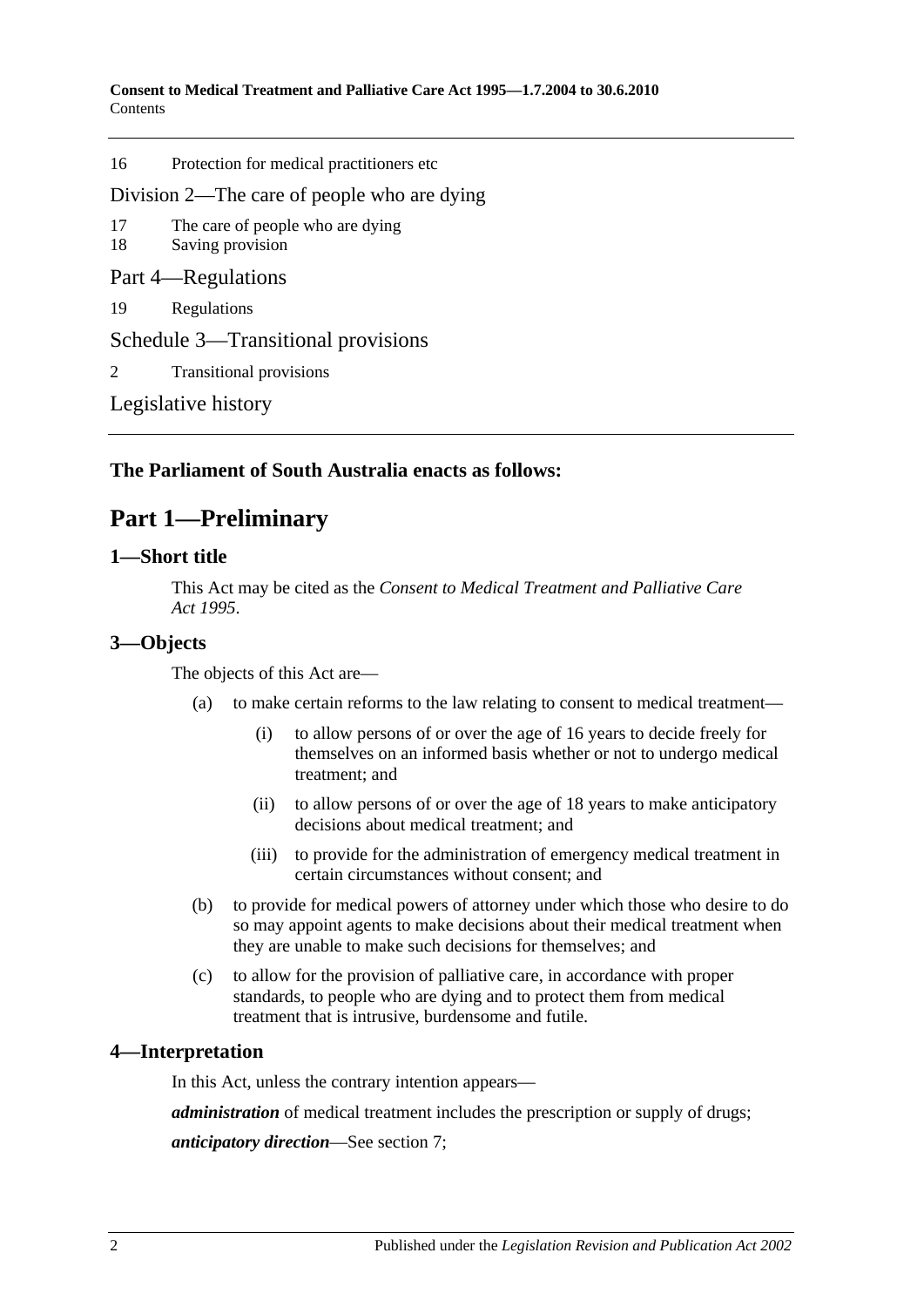16 Protection for medical practitioners etc

Division 2—The care of people who are dying

17 The care of people who are dying
18 Saving provision

Part 4—Regulations

19 Regulations

Schedule 3—Transitional provisions

2 Transitional provisions

Legislative history

**The Parliament of South Australia enacts as follows:**

# Part 1—Preliminary

## 1—Short title

This Act may be cited as the *Consent to Medical Treatment and Palliative Care Act 1995*.

## 3—Objects

The objects of this Act are—

(a) to make certain reforms to the law relating to consent to medical treatment—

(i) to allow persons of or over the age of 16 years to decide freely for themselves on an informed basis whether or not to undergo medical treatment; and

(ii) to allow persons of or over the age of 18 years to make anticipatory decisions about medical treatment; and

(iii) to provide for the administration of emergency medical treatment in certain circumstances without consent; and

(b) to provide for medical powers of attorney under which those who desire to do so may appoint agents to make decisions about their medical treatment when they are unable to make such decisions for themselves; and

(c) to allow for the provision of palliative care, in accordance with proper standards, to people who are dying and to protect them from medical treatment that is intrusive, burdensome and futile.

## 4—Interpretation

In this Act, unless the contrary intention appears—

***administration*** of medical treatment includes the prescription or supply of drugs;

***anticipatory direction***—See section 7;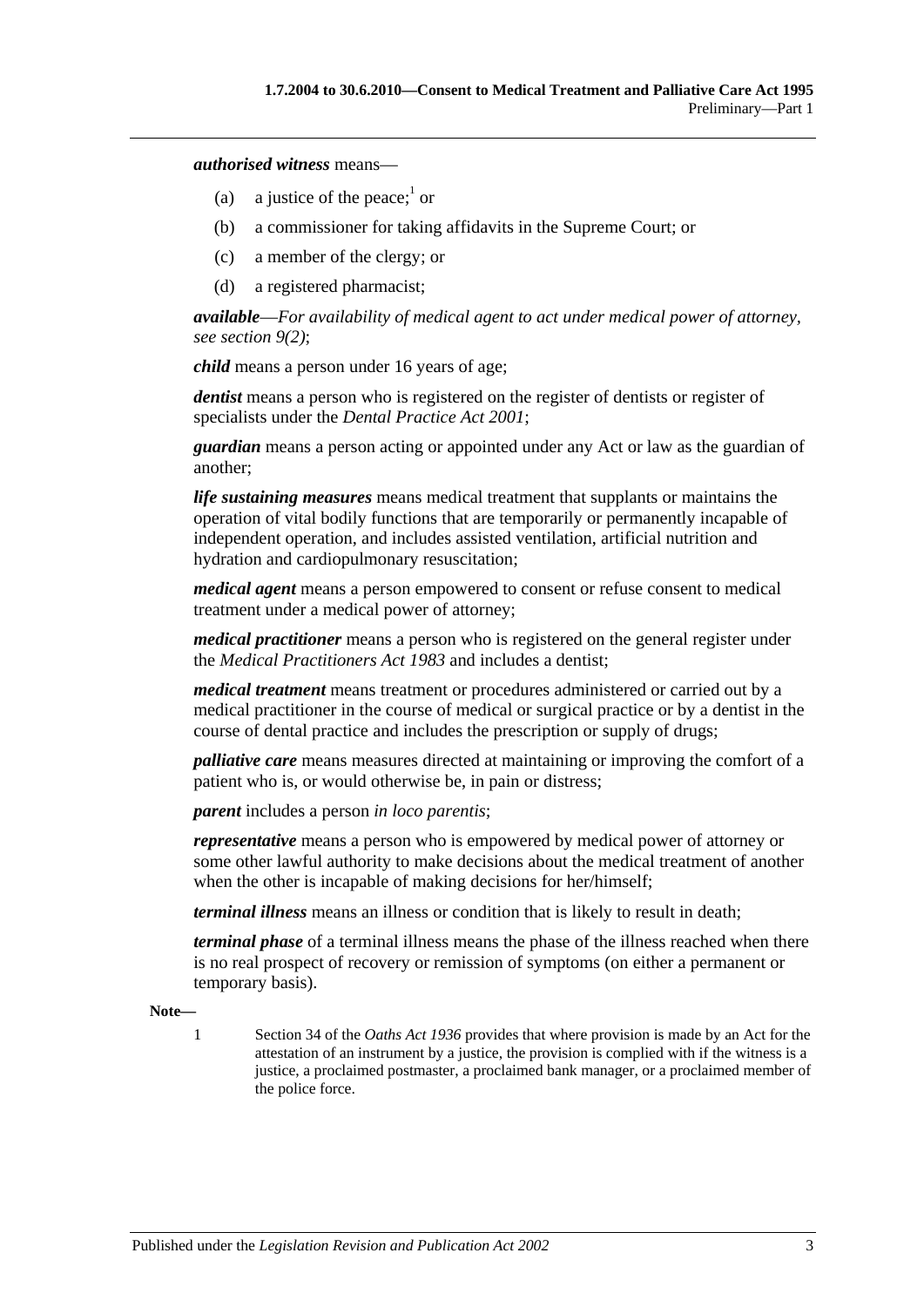***authorised witness*** means—

(a) a justice of the peace;[1] or

(b) a commissioner for taking affidavits in the Supreme Court; or

(c) a member of the clergy; or

(d) a registered pharmacist;

***available***—*For availability of medical agent to act under medical power of attorney, see section 9(2)*;

***child*** means a person under 16 years of age;

***dentist*** means a person who is registered on the register of dentists or register of specialists under the *Dental Practice Act 2001*;

***guardian*** means a person acting or appointed under any Act or law as the guardian of another;

***life sustaining measures*** means medical treatment that supplants or maintains the operation of vital bodily functions that are temporarily or permanently incapable of independent operation, and includes assisted ventilation, artificial nutrition and hydration and cardiopulmonary resuscitation;

***medical agent*** means a person empowered to consent or refuse consent to medical treatment under a medical power of attorney;

***medical practitioner*** means a person who is registered on the general register under the *Medical Practitioners Act 1983* and includes a dentist;

***medical treatment*** means treatment or procedures administered or carried out by a medical practitioner in the course of medical or surgical practice or by a dentist in the course of dental practice and includes the prescription or supply of drugs;

***palliative care*** means measures directed at maintaining or improving the comfort of a patient who is, or would otherwise be, in pain or distress;

***parent*** includes a person *in loco parentis*;

***representative*** means a person who is empowered by medical power of attorney or some other lawful authority to make decisions about the medical treatment of another when the other is incapable of making decisions for her/himself;

***terminal illness*** means an illness or condition that is likely to result in death;

***terminal phase*** of a terminal illness means the phase of the illness reached when there is no real prospect of recovery or remission of symptoms (on either a permanent or temporary basis).

**Note—**

1 Section 34 of the *Oaths Act 1936* provides that where provision is made by an Act for the attestation of an instrument by a justice, the provision is complied with if the witness is a justice, a proclaimed postmaster, a proclaimed bank manager, or a proclaimed member of the police force.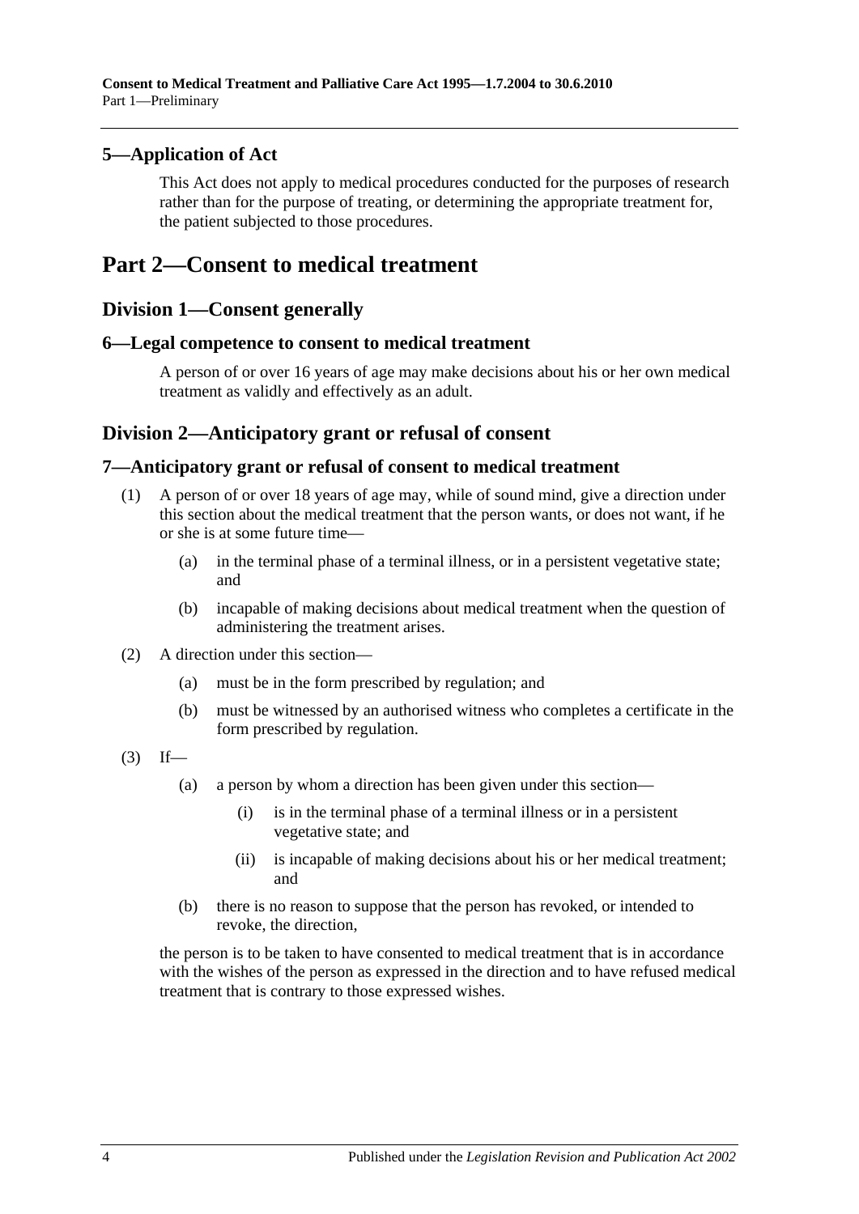## 5—Application of Act

This Act does not apply to medical procedures conducted for the purposes of research rather than for the purpose of treating, or determining the appropriate treatment for, the patient subjected to those procedures.

# Part 2—Consent to medical treatment

## Division 1—Consent generally

### 6—Legal competence to consent to medical treatment

A person of or over 16 years of age may make decisions about his or her own medical treatment as validly and effectively as an adult.

## Division 2—Anticipatory grant or refusal of consent

### 7—Anticipatory grant or refusal of consent to medical treatment

(1) A person of or over 18 years of age may, while of sound mind, give a direction under this section about the medical treatment that the person wants, or does not want, if he or she is at some future time—

(a) in the terminal phase of a terminal illness, or in a persistent vegetative state; and

(b) incapable of making decisions about medical treatment when the question of administering the treatment arises.

(2) A direction under this section—

(a) must be in the form prescribed by regulation; and

(b) must be witnessed by an authorised witness who completes a certificate in the form prescribed by regulation.

(3) If—

(a) a person by whom a direction has been given under this section—

(i) is in the terminal phase of a terminal illness or in a persistent vegetative state; and

(ii) is incapable of making decisions about his or her medical treatment; and

(b) there is no reason to suppose that the person has revoked, or intended to revoke, the direction,

the person is to be taken to have consented to medical treatment that is in accordance with the wishes of the person as expressed in the direction and to have refused medical treatment that is contrary to those expressed wishes.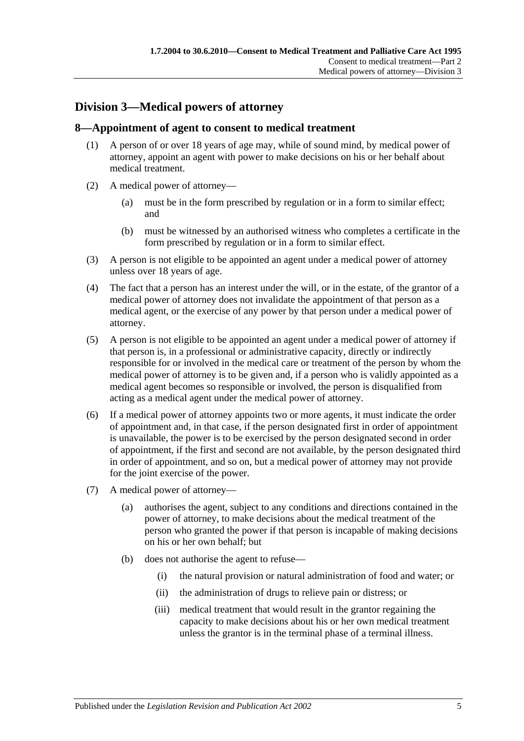## Division 3—Medical powers of attorney

### 8—Appointment of agent to consent to medical treatment

(1) A person of or over 18 years of age may, while of sound mind, by medical power of attorney, appoint an agent with power to make decisions on his or her behalf about medical treatment.

(2) A medical power of attorney—

(a) must be in the form prescribed by regulation or in a form to similar effect; and

(b) must be witnessed by an authorised witness who completes a certificate in the form prescribed by regulation or in a form to similar effect.

(3) A person is not eligible to be appointed an agent under a medical power of attorney unless over 18 years of age.

(4) The fact that a person has an interest under the will, or in the estate, of the grantor of a medical power of attorney does not invalidate the appointment of that person as a medical agent, or the exercise of any power by that person under a medical power of attorney.

(5) A person is not eligible to be appointed an agent under a medical power of attorney if that person is, in a professional or administrative capacity, directly or indirectly responsible for or involved in the medical care or treatment of the person by whom the medical power of attorney is to be given and, if a person who is validly appointed as a medical agent becomes so responsible or involved, the person is disqualified from acting as a medical agent under the medical power of attorney.

(6) If a medical power of attorney appoints two or more agents, it must indicate the order of appointment and, in that case, if the person designated first in order of appointment is unavailable, the power is to be exercised by the person designated second in order of appointment, if the first and second are not available, by the person designated third in order of appointment, and so on, but a medical power of attorney may not provide for the joint exercise of the power.

(7) A medical power of attorney—

(a) authorises the agent, subject to any conditions and directions contained in the power of attorney, to make decisions about the medical treatment of the person who granted the power if that person is incapable of making decisions on his or her own behalf; but

(b) does not authorise the agent to refuse—

(i) the natural provision or natural administration of food and water; or

(ii) the administration of drugs to relieve pain or distress; or

(iii) medical treatment that would result in the grantor regaining the capacity to make decisions about his or her own medical treatment unless the grantor is in the terminal phase of a terminal illness.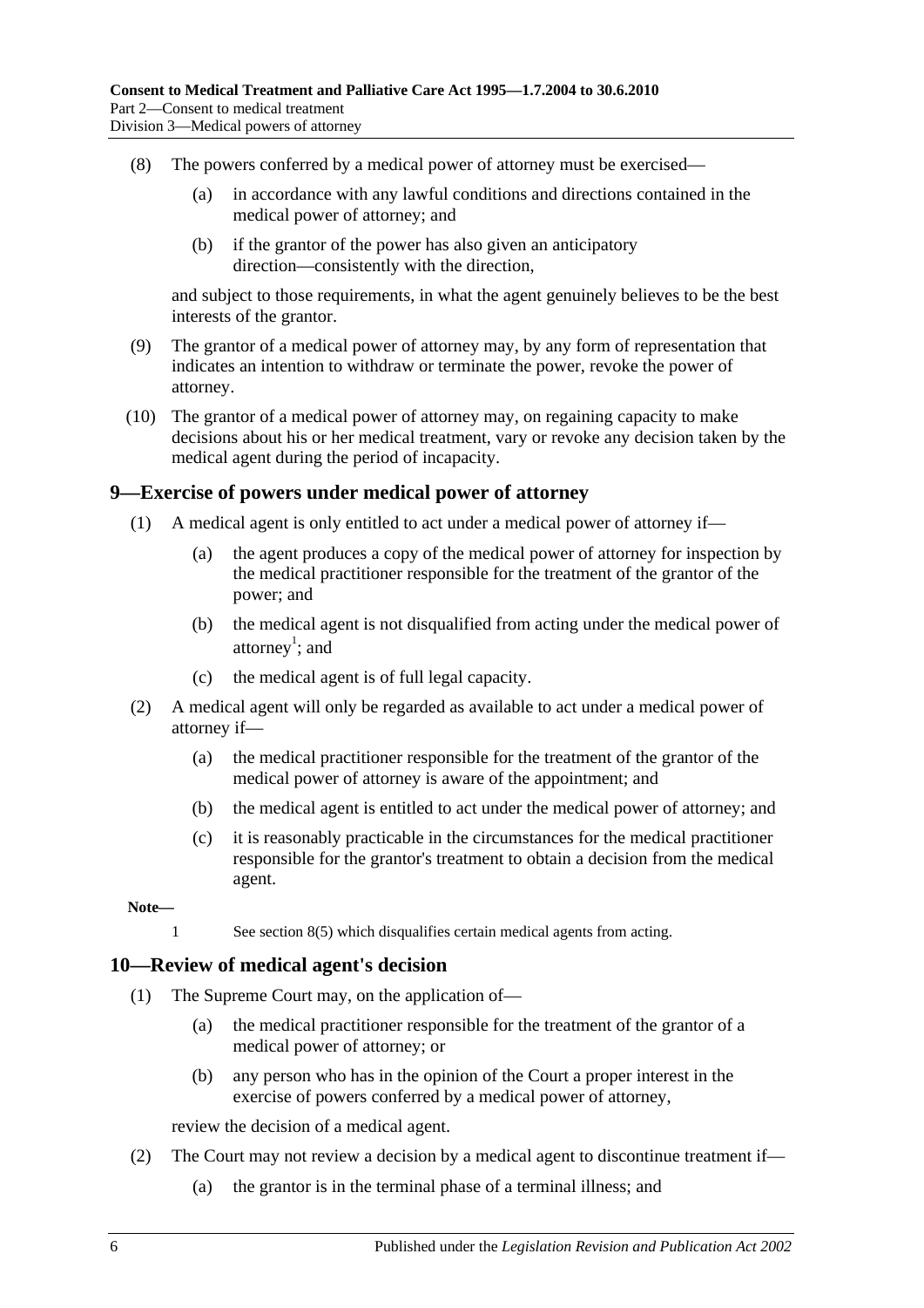(8) The powers conferred by a medical power of attorney must be exercised—

(a) in accordance with any lawful conditions and directions contained in the medical power of attorney; and

(b) if the grantor of the power has also given an anticipatory direction—consistently with the direction,

and subject to those requirements, in what the agent genuinely believes to be the best interests of the grantor.

(9) The grantor of a medical power of attorney may, by any form of representation that indicates an intention to withdraw or terminate the power, revoke the power of attorney.

(10) The grantor of a medical power of attorney may, on regaining capacity to make decisions about his or her medical treatment, vary or revoke any decision taken by the medical agent during the period of incapacity.

## 9—Exercise of powers under medical power of attorney

(1) A medical agent is only entitled to act under a medical power of attorney if—

(a) the agent produces a copy of the medical power of attorney for inspection by the medical practitioner responsible for the treatment of the grantor of the power; and

(b) the medical agent is not disqualified from acting under the medical power of attorney[1]; and

(c) the medical agent is of full legal capacity.

(2) A medical agent will only be regarded as available to act under a medical power of attorney if—

(a) the medical practitioner responsible for the treatment of the grantor of the medical power of attorney is aware of the appointment; and

(b) the medical agent is entitled to act under the medical power of attorney; and

(c) it is reasonably practicable in the circumstances for the medical practitioner responsible for the grantor's treatment to obtain a decision from the medical agent.

**Note—**

1 See section 8(5) which disqualifies certain medical agents from acting.

## 10—Review of medical agent's decision

(1) The Supreme Court may, on the application of—

(a) the medical practitioner responsible for the treatment of the grantor of a medical power of attorney; or

(b) any person who has in the opinion of the Court a proper interest in the exercise of powers conferred by a medical power of attorney,

review the decision of a medical agent.

(2) The Court may not review a decision by a medical agent to discontinue treatment if—

(a) the grantor is in the terminal phase of a terminal illness; and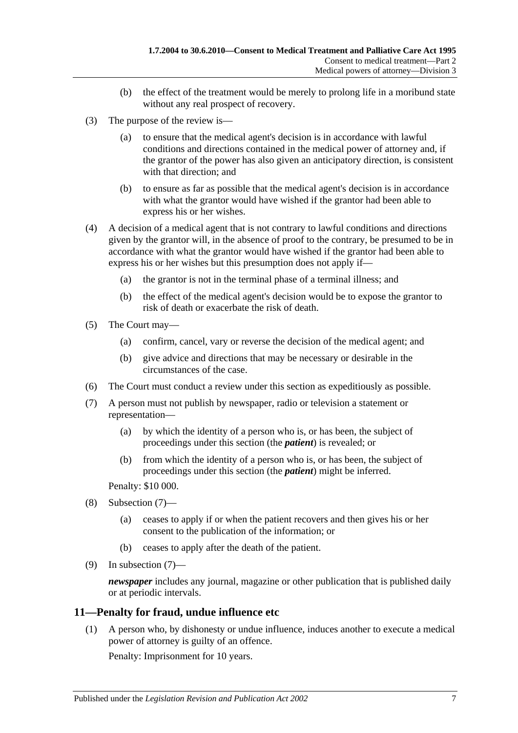(b) the effect of the treatment would be merely to prolong life in a moribund state without any real prospect of recovery.

(3) The purpose of the review is—

(a) to ensure that the medical agent's decision is in accordance with lawful conditions and directions contained in the medical power of attorney and, if the grantor of the power has also given an anticipatory direction, is consistent with that direction; and

(b) to ensure as far as possible that the medical agent's decision is in accordance with what the grantor would have wished if the grantor had been able to express his or her wishes.

(4) A decision of a medical agent that is not contrary to lawful conditions and directions given by the grantor will, in the absence of proof to the contrary, be presumed to be in accordance with what the grantor would have wished if the grantor had been able to express his or her wishes but this presumption does not apply if—

(a) the grantor is not in the terminal phase of a terminal illness; and

(b) the effect of the medical agent's decision would be to expose the grantor to risk of death or exacerbate the risk of death.

(5) The Court may—

(a) confirm, cancel, vary or reverse the decision of the medical agent; and

(b) give advice and directions that may be necessary or desirable in the circumstances of the case.

(6) The Court must conduct a review under this section as expeditiously as possible.

(7) A person must not publish by newspaper, radio or television a statement or representation—

(a) by which the identity of a person who is, or has been, the subject of proceedings under this section (the ***patient***) is revealed; or

(b) from which the identity of a person who is, or has been, the subject of proceedings under this section (the ***patient***) might be inferred.

Penalty: $10 000.

(8) Subsection (7)—

(a) ceases to apply if or when the patient recovers and then gives his or her consent to the publication of the information; or

(b) ceases to apply after the death of the patient.

(9) In subsection (7)—

***newspaper*** includes any journal, magazine or other publication that is published daily or at periodic intervals.

## 11—Penalty for fraud, undue influence etc

(1) A person who, by dishonesty or undue influence, induces another to execute a medical power of attorney is guilty of an offence.

Penalty: Imprisonment for 10 years.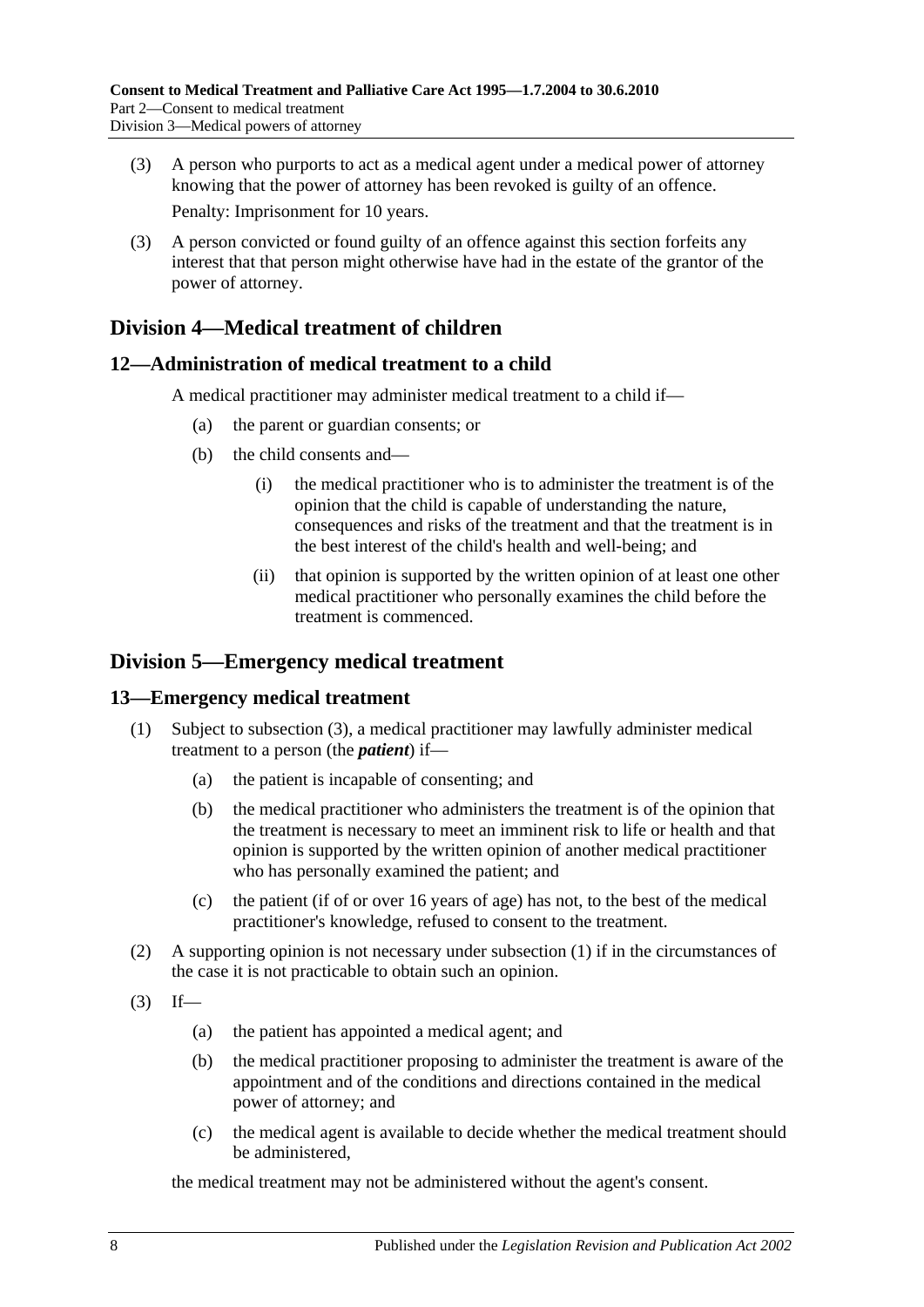(3) A person who purports to act as a medical agent under a medical power of attorney knowing that the power of attorney has been revoked is guilty of an offence.

Penalty: Imprisonment for 10 years.

(3) A person convicted or found guilty of an offence against this section forfeits any interest that that person might otherwise have had in the estate of the grantor of the power of attorney.

## Division 4—Medical treatment of children

### 12—Administration of medical treatment to a child

A medical practitioner may administer medical treatment to a child if—

(a) the parent or guardian consents; or

(b) the child consents and—

(i) the medical practitioner who is to administer the treatment is of the opinion that the child is capable of understanding the nature, consequences and risks of the treatment and that the treatment is in the best interest of the child's health and well-being; and

(ii) that opinion is supported by the written opinion of at least one other medical practitioner who personally examines the child before the treatment is commenced.

## Division 5—Emergency medical treatment

### 13—Emergency medical treatment

(1) Subject to subsection (3), a medical practitioner may lawfully administer medical treatment to a person (the ***patient***) if—

(a) the patient is incapable of consenting; and

(b) the medical practitioner who administers the treatment is of the opinion that the treatment is necessary to meet an imminent risk to life or health and that opinion is supported by the written opinion of another medical practitioner who has personally examined the patient; and

(c) the patient (if of or over 16 years of age) has not, to the best of the medical practitioner's knowledge, refused to consent to the treatment.

(2) A supporting opinion is not necessary under subsection (1) if in the circumstances of the case it is not practicable to obtain such an opinion.

(3) If—

(a) the patient has appointed a medical agent; and

(b) the medical practitioner proposing to administer the treatment is aware of the appointment and of the conditions and directions contained in the medical power of attorney; and

(c) the medical agent is available to decide whether the medical treatment should be administered,

the medical treatment may not be administered without the agent's consent.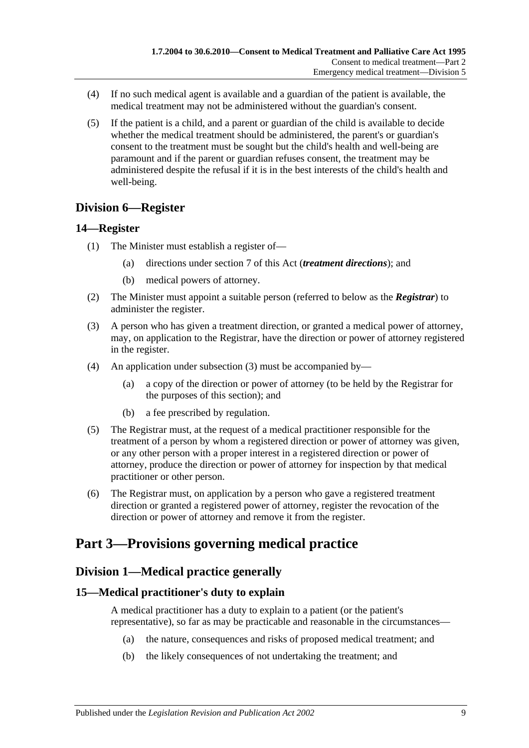(4) If no such medical agent is available and a guardian of the patient is available, the medical treatment may not be administered without the guardian's consent.

(5) If the patient is a child, and a parent or guardian of the child is available to decide whether the medical treatment should be administered, the parent's or guardian's consent to the treatment must be sought but the child's health and well-being are paramount and if the parent or guardian refuses consent, the treatment may be administered despite the refusal if it is in the best interests of the child's health and well-being.

## Division 6—Register

### 14—Register

(1) The Minister must establish a register of—

(a) directions under section 7 of this Act (***treatment directions***); and

(b) medical powers of attorney.

(2) The Minister must appoint a suitable person (referred to below as the ***Registrar***) to administer the register.

(3) A person who has given a treatment direction, or granted a medical power of attorney, may, on application to the Registrar, have the direction or power of attorney registered in the register.

(4) An application under subsection (3) must be accompanied by—

(a) a copy of the direction or power of attorney (to be held by the Registrar for the purposes of this section); and

(b) a fee prescribed by regulation.

(5) The Registrar must, at the request of a medical practitioner responsible for the treatment of a person by whom a registered direction or power of attorney was given, or any other person with a proper interest in a registered direction or power of attorney, produce the direction or power of attorney for inspection by that medical practitioner or other person.

(6) The Registrar must, on application by a person who gave a registered treatment direction or granted a registered power of attorney, register the revocation of the direction or power of attorney and remove it from the register.

# Part 3—Provisions governing medical practice

## Division 1—Medical practice generally

### 15—Medical practitioner's duty to explain

A medical practitioner has a duty to explain to a patient (or the patient's representative), so far as may be practicable and reasonable in the circumstances—

(a) the nature, consequences and risks of proposed medical treatment; and

(b) the likely consequences of not undertaking the treatment; and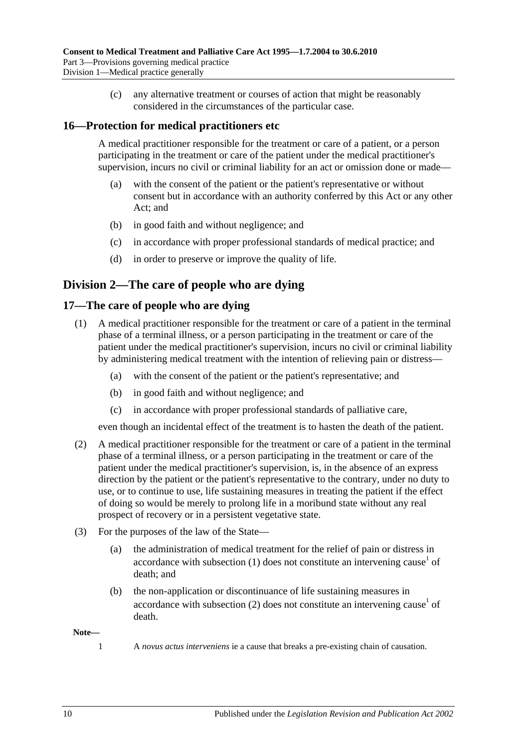(c) any alternative treatment or courses of action that might be reasonably considered in the circumstances of the particular case.

## 16—Protection for medical practitioners etc

A medical practitioner responsible for the treatment or care of a patient, or a person participating in the treatment or care of the patient under the medical practitioner's supervision, incurs no civil or criminal liability for an act or omission done or made—

(a) with the consent of the patient or the patient's representative or without consent but in accordance with an authority conferred by this Act or any other Act; and

(b) in good faith and without negligence; and

(c) in accordance with proper professional standards of medical practice; and

(d) in order to preserve or improve the quality of life.

# Division 2—The care of people who are dying

## 17—The care of people who are dying

(1) A medical practitioner responsible for the treatment or care of a patient in the terminal phase of a terminal illness, or a person participating in the treatment or care of the patient under the medical practitioner's supervision, incurs no civil or criminal liability by administering medical treatment with the intention of relieving pain or distress—

(a) with the consent of the patient or the patient's representative; and

(b) in good faith and without negligence; and

(c) in accordance with proper professional standards of palliative care,

even though an incidental effect of the treatment is to hasten the death of the patient.

(2) A medical practitioner responsible for the treatment or care of a patient in the terminal phase of a terminal illness, or a person participating in the treatment or care of the patient under the medical practitioner's supervision, is, in the absence of an express direction by the patient or the patient's representative to the contrary, under no duty to use, or to continue to use, life sustaining measures in treating the patient if the effect of doing so would be merely to prolong life in a moribund state without any real prospect of recovery or in a persistent vegetative state.

(3) For the purposes of the law of the State—

(a) the administration of medical treatment for the relief of pain or distress in accordance with subsection (1) does not constitute an intervening cause[1] of death; and

(b) the non-application or discontinuance of life sustaining measures in accordance with subsection (2) does not constitute an intervening cause[1] of death.

**Note—**

1 A *novus actus interveniens* ie a cause that breaks a pre-existing chain of causation.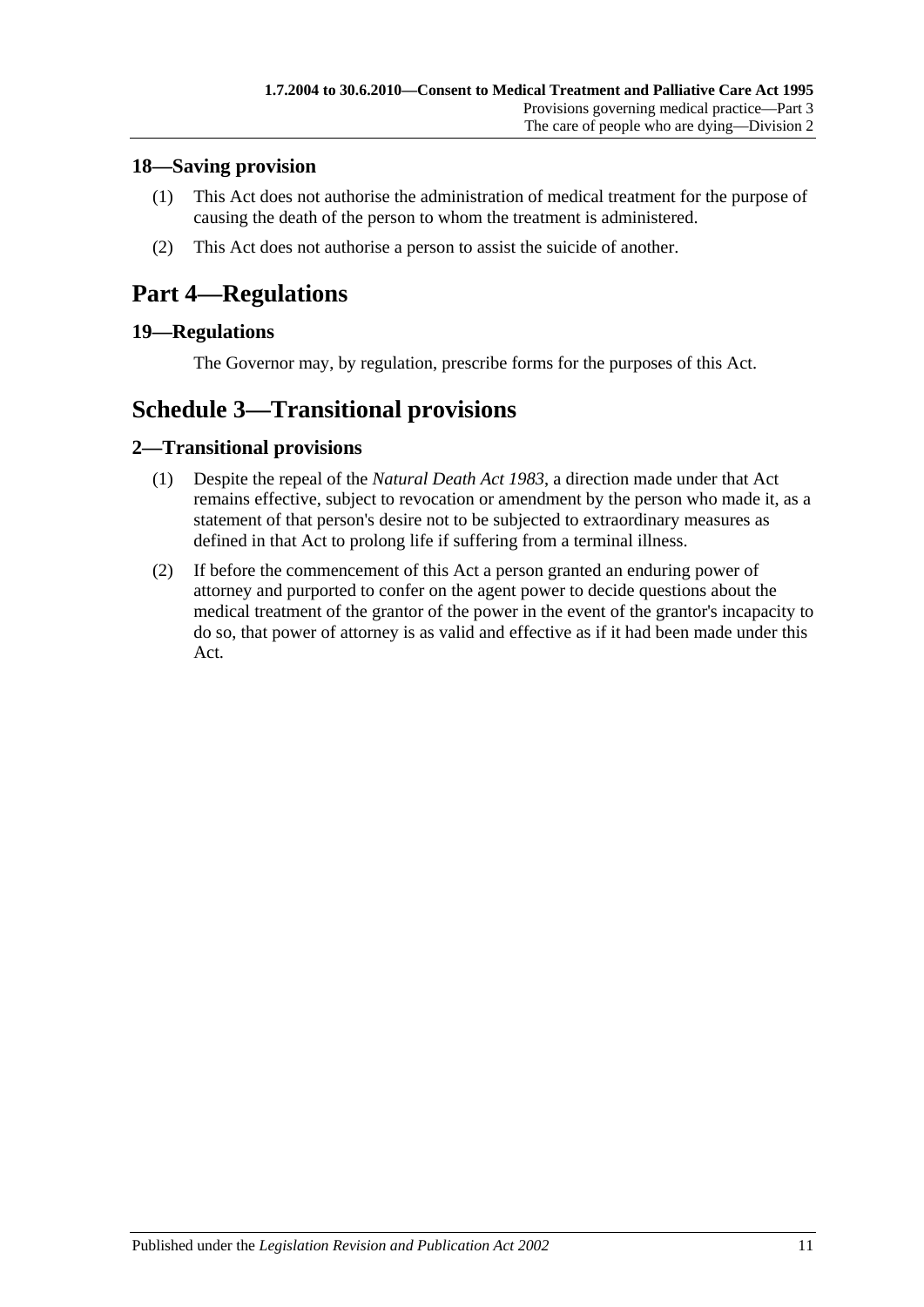### 18—Saving provision

(1) This Act does not authorise the administration of medical treatment for the purpose of causing the death of the person to whom the treatment is administered.

(2) This Act does not authorise a person to assist the suicide of another.

## Part 4—Regulations

### 19—Regulations

The Governor may, by regulation, prescribe forms for the purposes of this Act.

## Schedule 3—Transitional provisions

### 2—Transitional provisions

(1) Despite the repeal of the *Natural Death Act 1983*, a direction made under that Act remains effective, subject to revocation or amendment by the person who made it, as a statement of that person's desire not to be subjected to extraordinary measures as defined in that Act to prolong life if suffering from a terminal illness.

(2) If before the commencement of this Act a person granted an enduring power of attorney and purported to confer on the agent power to decide questions about the medical treatment of the grantor of the power in the event of the grantor's incapacity to do so, that power of attorney is as valid and effective as if it had been made under this Act.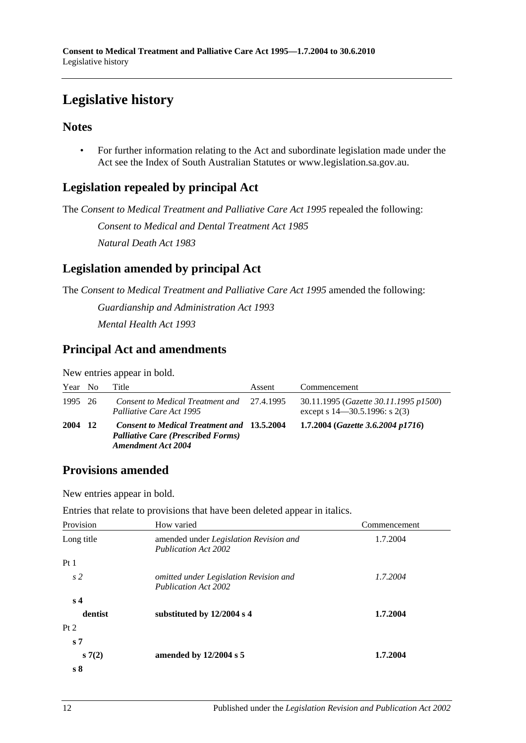# Legislative history

## Notes

- For further information relating to the Act and subordinate legislation made under the Act see the Index of South Australian Statutes or www.legislation.sa.gov.au.

## Legislation repealed by principal Act

The *Consent to Medical Treatment and Palliative Care Act 1995* repealed the following:

*Consent to Medical and Dental Treatment Act 1985*

*Natural Death Act 1983*

## Legislation amended by principal Act

The *Consent to Medical Treatment and Palliative Care Act 1995* amended the following:

*Guardianship and Administration Act 1993*

*Mental Health Act 1993*

## Principal Act and amendments

New entries appear in bold.

| Year | No | Title | Assent | Commencement |
|---|---|---|---|---|
| 1995 | 26 | *Consent to Medical Treatment and Palliative Care Act 1995* | 27.4.1995 | 30.11.1995 (*Gazette 30.11.1995 p1500*) except s 14—30.5.1996: s 2(3) |
| **2004** | **12** | ***Consent to Medical Treatment and Palliative Care (Prescribed Forms) Amendment Act 2004*** | **13.5.2004** | **1.7.2004 (*Gazette 3.6.2004 p1716*)** |

## Provisions amended

New entries appear in bold.

Entries that relate to provisions that have been deleted appear in italics.

| Provision | How varied | Commencement |
|---|---|---|
| Long title | amended under *Legislation Revision and Publication Act 2002* | 1.7.2004 |
| Pt 1 | | |
| *s 2* | *omitted under Legislation Revision and Publication Act 2002* | *1.7.2004* |
| **s 4** | | |
| **dentist** | **substituted by 12/2004 s 4** | **1.7.2004** |
| Pt 2 | | |
| **s 7** | | |
| **s 7(2)** | **amended by 12/2004 s 5** | **1.7.2004** |
| **s 8** | | |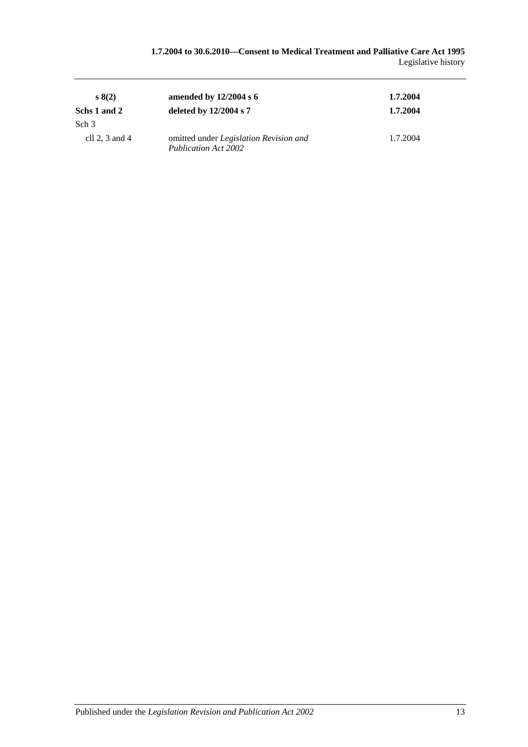| | | |
|---|---|---|
| **s 8(2)** | **amended by 12/2004 s 6** | **1.7.2004** |
| **Schs 1 and 2** | **deleted by 12/2004 s 7** | **1.7.2004** |
| Sch 3 | | |
| cll 2, 3 and 4 | omitted under *Legislation Revision and Publication Act 2002* | 1.7.2004 |